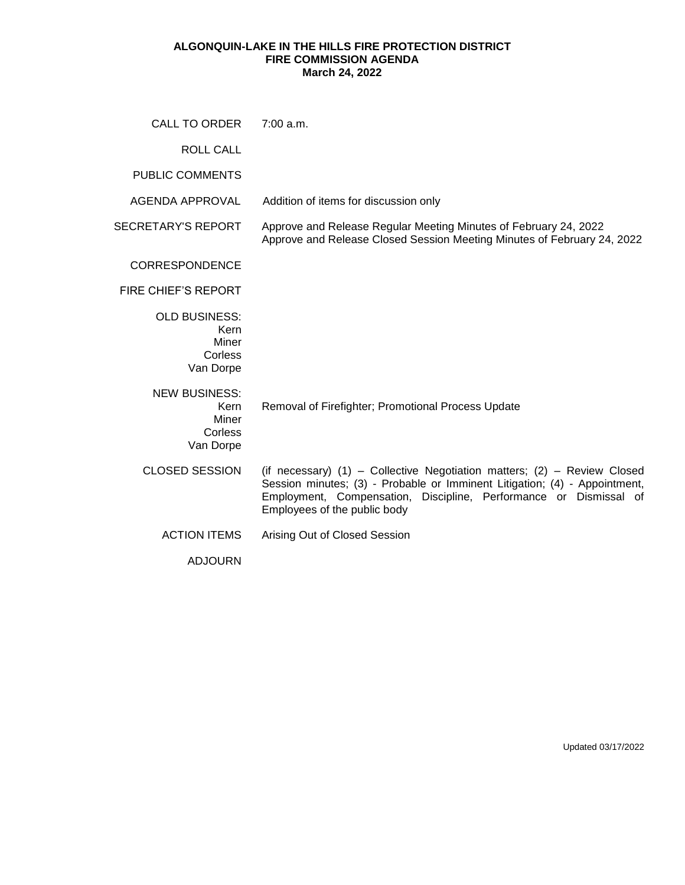# ALGONQUIN-LAKE IN THE HILLS FIRE PROTECTION DISTRICT
## FIRE COMMISSION AGENDA
### March 24, 2022

| | |
|---|---|
| CALL TO ORDER | 7:00 a.m. |
| ROLL CALL | |
| PUBLIC COMMENTS | |
| AGENDA APPROVAL | Addition of items for discussion only |
| SECRETARY'S REPORT | Approve and Release Regular Meeting Minutes of February 24, 2022<br>Approve and Release Closed Session Meeting Minutes of February 24, 2022 |
| CORRESPONDENCE | |
| FIRE CHIEF'S REPORT | |
| OLD BUSINESS:<br>Kern<br>Miner<br>Corless<br>Van Dorpe | |
| NEW BUSINESS:<br>Kern<br>Miner<br>Corless<br>Van Dorpe | Removal of Firefighter; Promotional Process Update |
| CLOSED SESSION | (if necessary) (1) – Collective Negotiation matters; (2) – Review Closed Session minutes; (3) - Probable or Imminent Litigation; (4) - Appointment, Employment, Compensation, Discipline, Performance or Dismissal of Employees of the public body |
| ACTION ITEMS | Arising Out of Closed Session |
| ADJOURN | |

Updated 03/17/2022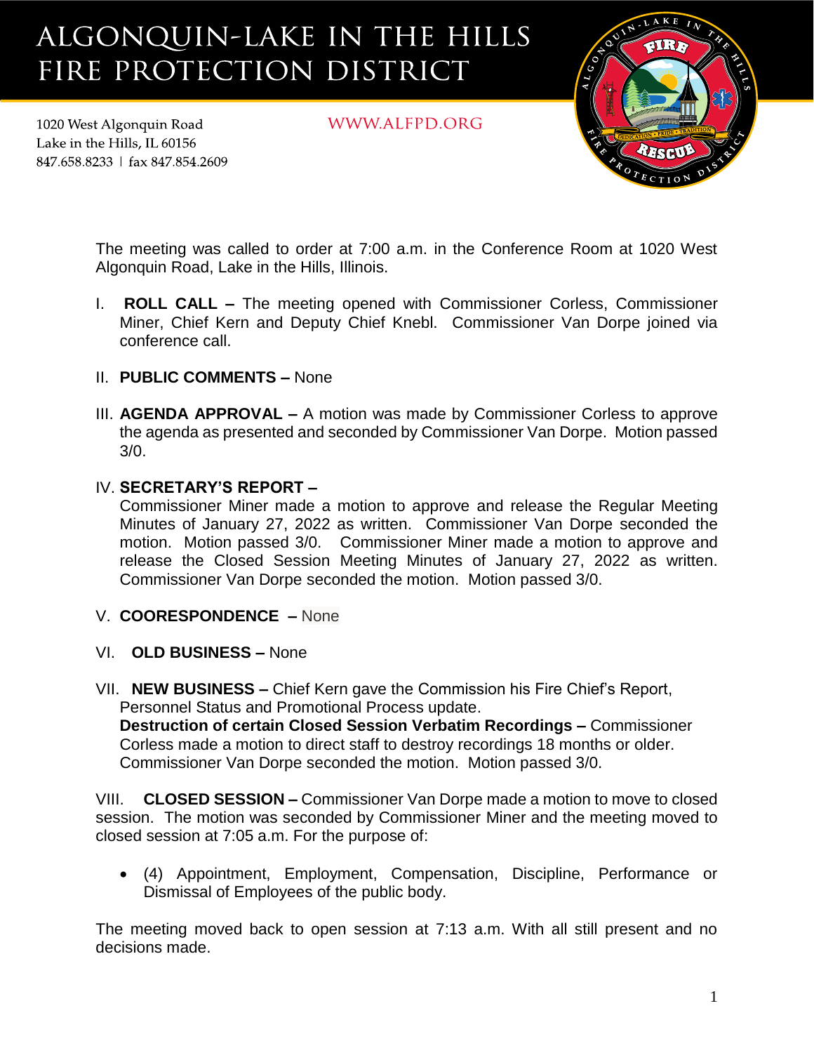# ALGONQUIN-LAKE IN THE HILLS FIRE PROTECTION DISTRICT

1020 West Algonquin Road
Lake in the Hills, IL 60156
847.658.8233 | fax 847.854.2609

WWW.ALFPD.ORG

The meeting was called to order at 7:00 a.m. in the Conference Room at 1020 West Algonquin Road, Lake in the Hills, Illinois.

I. **ROLL CALL –** The meeting opened with Commissioner Corless, Commissioner Miner, Chief Kern and Deputy Chief Knebl. Commissioner Van Dorpe joined via conference call.

II. **PUBLIC COMMENTS –** None

III. **AGENDA APPROVAL –** A motion was made by Commissioner Corless to approve the agenda as presented and seconded by Commissioner Van Dorpe. Motion passed 3/0.

IV. **SECRETARY'S REPORT –**
Commissioner Miner made a motion to approve and release the Regular Meeting Minutes of January 27, 2022 as written. Commissioner Van Dorpe seconded the motion. Motion passed 3/0. Commissioner Miner made a motion to approve and release the Closed Session Meeting Minutes of January 27, 2022 as written. Commissioner Van Dorpe seconded the motion. Motion passed 3/0.

V. **COORESPONDENCE –** None

VI. **OLD BUSINESS –** None

VII. **NEW BUSINESS –** Chief Kern gave the Commission his Fire Chief's Report, Personnel Status and Promotional Process update.
**Destruction of certain Closed Session Verbatim Recordings –** Commissioner Corless made a motion to direct staff to destroy recordings 18 months or older. Commissioner Van Dorpe seconded the motion. Motion passed 3/0.

VIII. **CLOSED SESSION –** Commissioner Van Dorpe made a motion to move to closed session. The motion was seconded by Commissioner Miner and the meeting moved to closed session at 7:05 a.m. For the purpose of:

- (4) Appointment, Employment, Compensation, Discipline, Performance or Dismissal of Employees of the public body.

The meeting moved back to open session at 7:13 a.m. With all still present and no decisions made.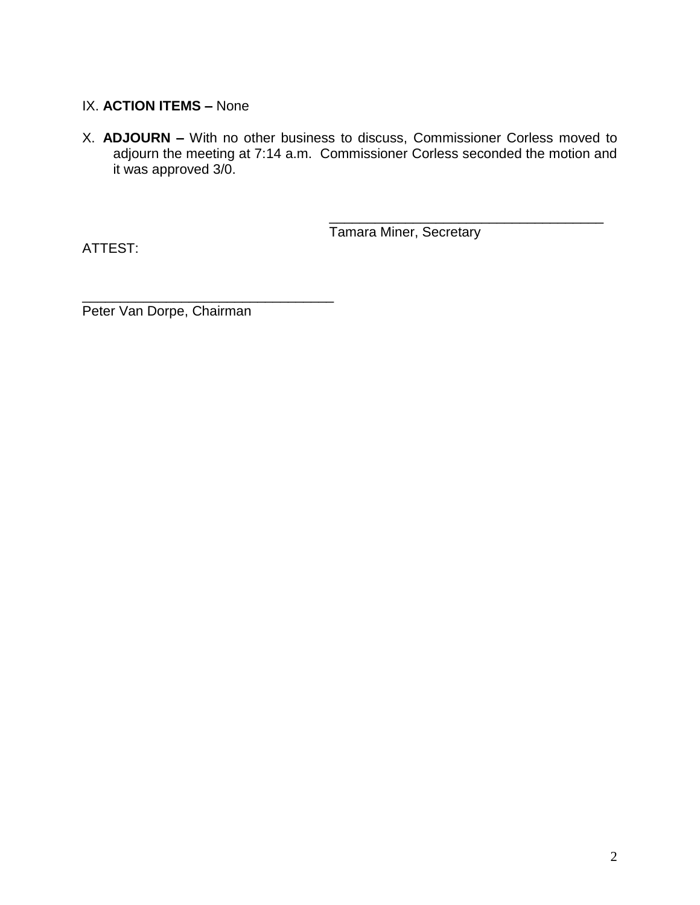IX. **ACTION ITEMS –** None

X. **ADJOURN –** With no other business to discuss, Commissioner Corless moved to adjourn the meeting at 7:14 a.m. Commissioner Corless seconded the motion and it was approved 3/0.

\_\_\_\_\_\_\_\_\_\_\_\_\_\_\_\_\_\_\_\_\_\_\_\_\_\_\_\_\_\_\_\_\_\_\_\_\_
Tamara Miner, Secretary

ATTEST:

\_\_\_\_\_\_\_\_\_\_\_\_\_\_\_\_\_\_\_\_\_\_\_\_\_\_\_\_\_\_\_\_\_\_
Peter Van Dorpe, Chairman